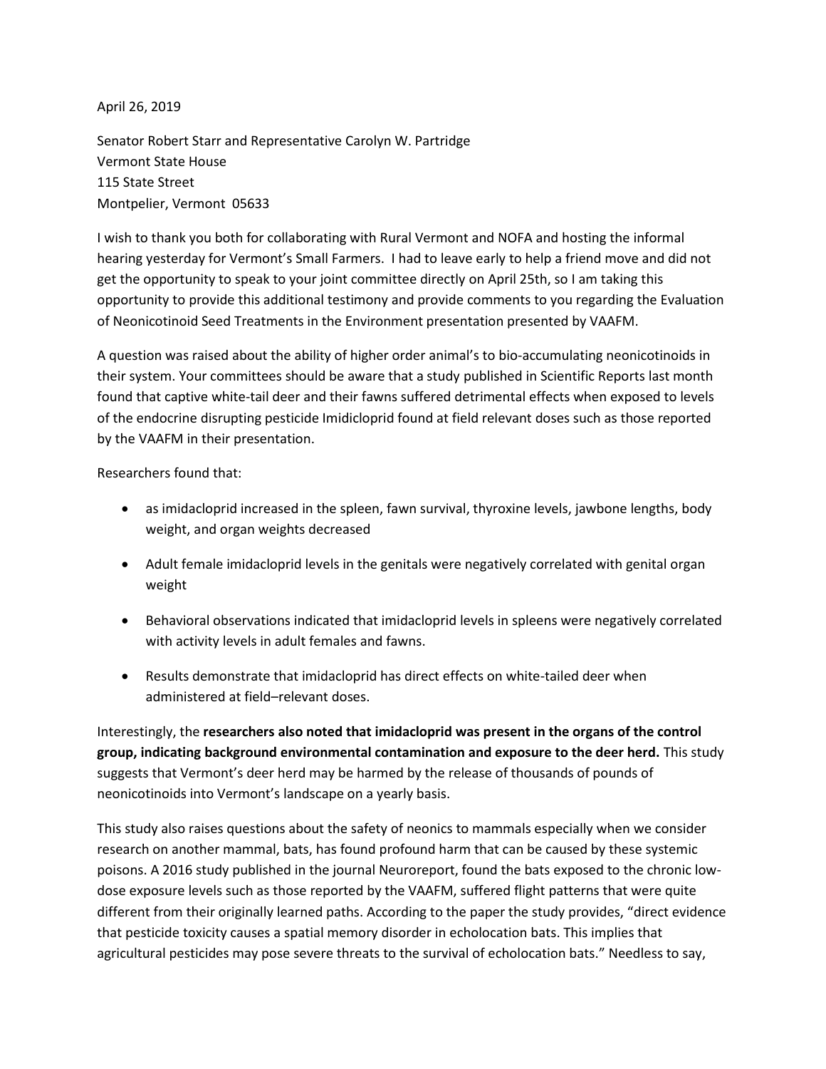April 26, 2019

Senator Robert Starr and Representative Carolyn W. Partridge  
Vermont State House  
115 State Street  
Montpelier, Vermont 05633

I wish to thank you both for collaborating with Rural Vermont and NOFA and hosting the informal hearing yesterday for Vermont's Small Farmers. I had to leave early to help a friend move and did not get the opportunity to speak to your joint committee directly on April 25th, so I am taking this opportunity to provide this additional testimony and provide comments to you regarding the Evaluation of Neonicotinoid Seed Treatments in the Environment presentation presented by VAAFM.

A question was raised about the ability of higher order animal's to bio-accumulating neonicotinoids in their system. Your committees should be aware that a study published in Scientific Reports last month found that captive white-tail deer and their fawns suffered detrimental effects when exposed to levels of the endocrine disrupting pesticide Imidicloprid found at field relevant doses such as those reported by the VAAFM in their presentation.

Researchers found that:

- as imidacloprid increased in the spleen, fawn survival, thyroxine levels, jawbone lengths, body weight, and organ weights decreased
- Adult female imidacloprid levels in the genitals were negatively correlated with genital organ weight
- Behavioral observations indicated that imidacloprid levels in spleens were negatively correlated with activity levels in adult females and fawns.
- Results demonstrate that imidacloprid has direct effects on white-tailed deer when administered at field–relevant doses.

Interestingly, the **researchers also noted that imidacloprid was present in the organs of the control group, indicating background environmental contamination and exposure to the deer herd.** This study suggests that Vermont's deer herd may be harmed by the release of thousands of pounds of neonicotinoids into Vermont's landscape on a yearly basis.

This study also raises questions about the safety of neonics to mammals especially when we consider research on another mammal, bats, has found profound harm that can be caused by these systemic poisons. A 2016 study published in the journal Neuroreport, found the bats exposed to the chronic low-dose exposure levels such as those reported by the VAAFM, suffered flight patterns that were quite different from their originally learned paths. According to the paper the study provides, "direct evidence that pesticide toxicity causes a spatial memory disorder in echolocation bats. This implies that agricultural pesticides may pose severe threats to the survival of echolocation bats." Needless to say,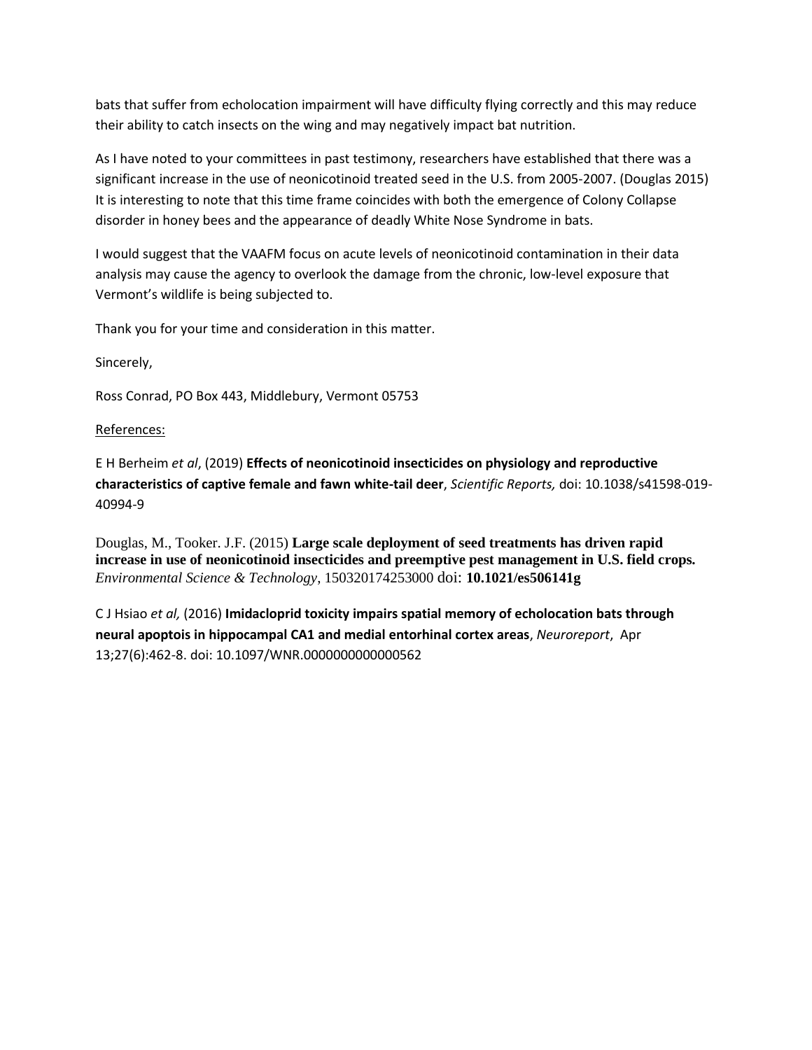bats that suffer from echolocation impairment will have difficulty flying correctly and this may reduce their ability to catch insects on the wing and may negatively impact bat nutrition.

As I have noted to your committees in past testimony, researchers have established that there was a significant increase in the use of neonicotinoid treated seed in the U.S. from 2005-2007. (Douglas 2015) It is interesting to note that this time frame coincides with both the emergence of Colony Collapse disorder in honey bees and the appearance of deadly White Nose Syndrome in bats.

I would suggest that the VAAFM focus on acute levels of neonicotinoid contamination in their data analysis may cause the agency to overlook the damage from the chronic, low-level exposure that Vermont's wildlife is being subjected to.

Thank you for your time and consideration in this matter.

Sincerely,

Ross Conrad, PO Box 443, Middlebury, Vermont 05753

References:

E H Berheim *et al*, (2019) **Effects of neonicotinoid insecticides on physiology and reproductive characteristics of captive female and fawn white-tail deer**, *Scientific Reports,* doi: 10.1038/s41598-019-40994-9

Douglas, M., Tooker. J.F. (2015) **Large scale deployment of seed treatments has driven rapid increase in use of neonicotinoid insecticides and preemptive pest management in U.S. field crops.** *Environmental Science & Technology*, 150320174253000 doi: **10.1021/es506141g**

C J Hsiao *et al,* (2016) **Imidacloprid toxicity impairs spatial memory of echolocation bats through neural apoptois in hippocampal CA1 and medial entorhinal cortex areas**, *Neuroreport*, Apr 13;27(6):462-8. doi: 10.1097/WNR.0000000000000562